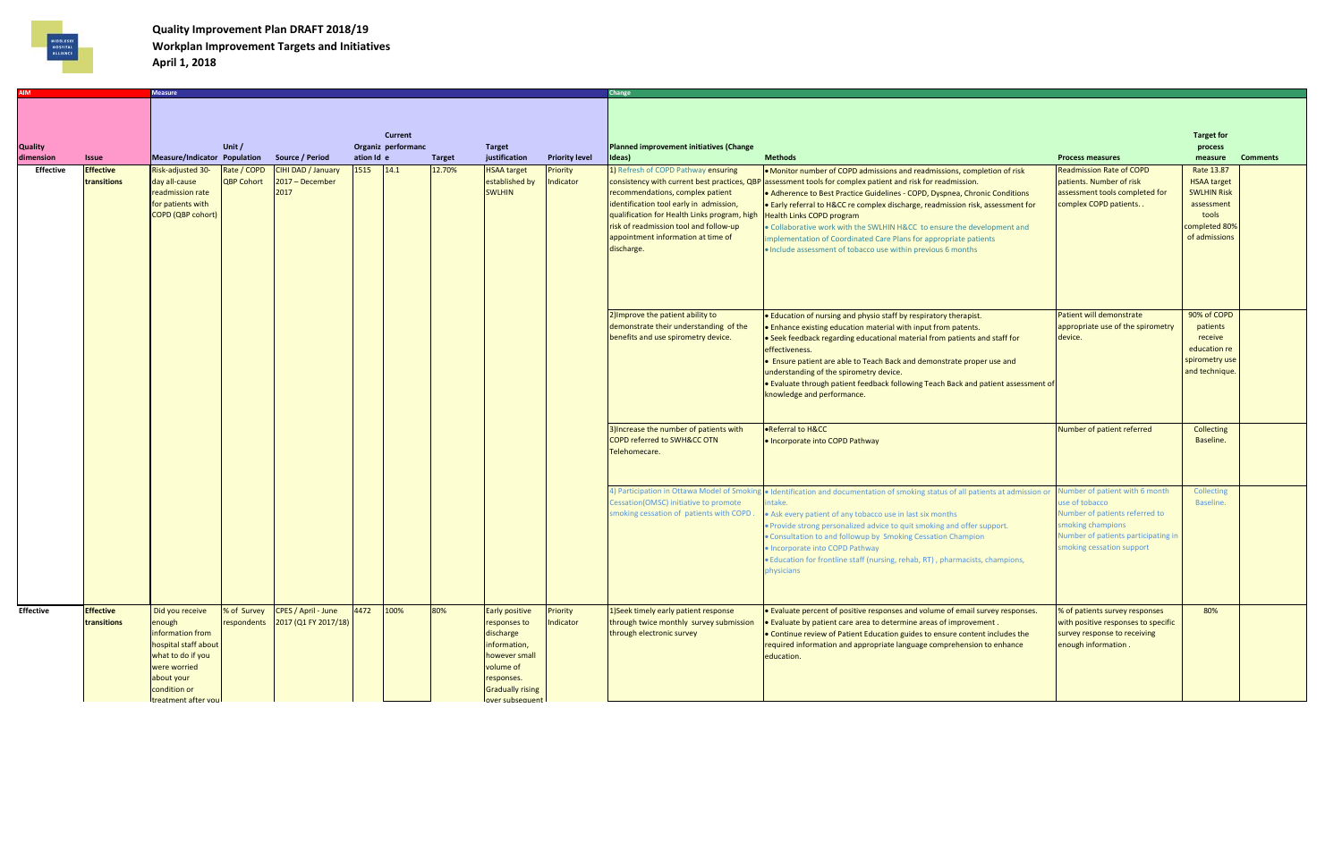# Quality Improvement Plan DRAFT 2018/19

## Workplan Improvement Targets and Initiatives

## April 1, 2018

| AIM | | Measure | | | | | | | | Change | | | | |
|---|---|---|---|---|---|---|---|---|---|---|---|---|---|---|
| Quality dimension | Issue | Measure/Indicator | Unit / Population | Source / Period | Organization Id | Current performance | Target | Target justification | Priority level | Planned improvement initiatives (Change Ideas) | Methods | Process measures | Target for process measure | Comments |
| Effective | Effective transitions | Risk-adjusted 30-day all-cause readmission rate for patients with COPD (QBP cohort) | Rate / COPD QBP Cohort | CIHI DAD / January 2017 – December 2017 | 1515 | 14.1 | 12.70% | HSAA target established by SWLHIN | Priority Indicator | 1) Refresh of COPD Pathway ensuring consistency with current best practices, QBP recommendations, complex patient identification tool early in admission, qualification for Health Links program, high risk of readmission tool and follow-up appointment information at time of discharge. | • Monitor number of COPD admissions and readmissions, completion of risk assessment tools for complex patient and risk for readmission.<br>• Adherence to Best Practice Guidelines - COPD, Dyspnea, Chronic Conditions<br>• Early referral to H&CC re complex discharge, readmission risk, assessment for Health Links COPD program<br>• Collaborative work with the SWLHIN H&CC to ensure the development and implementation of Coordinated Care Plans for appropriate patients<br>• Include assessment of tobacco use within previous 6 months | Readmission Rate of COPD patients. Number of risk assessment tools completed for complex COPD patients. . | Rate 13.87 HSAA target SWLHIN Risk assessment tools completed 80% of admissions | |
| | | | | | | | | | | 2)Improve the patient ability to demonstrate their understanding of the benefits and use spirometry device. | • Education of nursing and physio staff by respiratory therapist.<br>• Enhance existing education material with input from patents.<br>• Seek feedback regarding educational material from patients and staff for effectiveness.<br>• Ensure patient are able to Teach Back and demonstrate proper use and understanding of the spirometry device.<br>• Evaluate through patient feedback following Teach Back and patient assessment of knowledge and performance. | Patient will demonstrate appropriate use of the spirometry device. | 90% of COPD patients receive education re spirometry use and technique. | |
| | | | | | | | | | | 3)Increase the number of patients with COPD referred to SWH&CC OTN Telehomecare. | •Referral to H&CC<br>• Incorporate into COPD Pathway | Number of patient referred | Collecting Baseline. | |
| | | | | | | | | | | 4) Participation in Ottawa Model of Smoking Cessation(OMSC) initiative to promote smoking cessation of patients with COPD . | • Identification and documentation of smoking status of all patients at admission or intake.<br>• Ask every patient of any tobacco use in last six months<br>• Provide strong personalized advice to quit smoking and offer support.<br>• Consultation to and followup by Smoking Cessation Champion<br>• Incorporate into COPD Pathway<br>• Education for frontline staff (nursing, rehab, RT) , pharmacists, champions, physicians | Number of patient with 6 month use of tobacco<br>Number of patients referred to smoking champions<br>Number of patients participating in smoking cessation support | Collecting Baseline. | |
| Effective | Effective transitions | Did you receive enough information from hospital staff about what to do if you were worried about your condition or treatment after you | % of Survey respondents | CPES / April - June 2017 (Q1 FY 2017/18) | 4472 | 100% | 80% | Early positive responses to discharge information, however small volume of responses. Gradually rising over subsequent | Priority Indicator | 1)Seek timely early patient response through twice monthly survey submission through electronic survey | • Evaluate percent of positive responses and volume of email survey responses.<br>• Evaluate by patient care area to determine areas of improvement .<br>• Continue review of Patient Education guides to ensure content includes the required information and appropriate language comprehension to enhance education. | % of patients survey responses with positive responses to specific survey response to receiving enough information . | 80% | |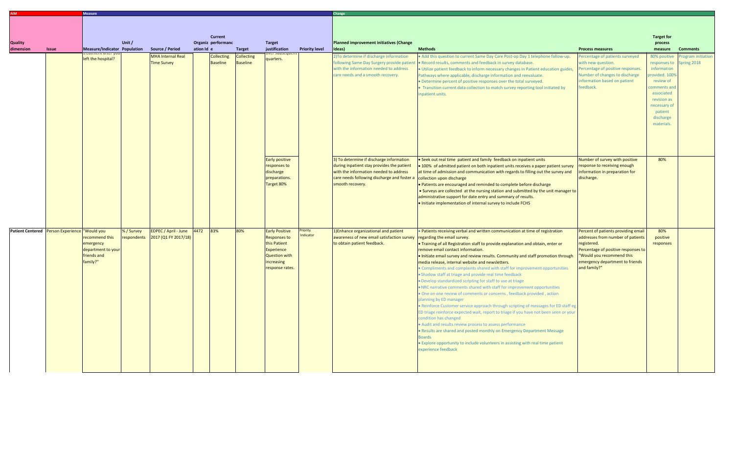| AIM | | Measure | | | | | | | | Change | | | | |
|---|---|---|---|---|---|---|---|---|---|---|---|---|---|---|
| Quality dimension | Issue | Measure/Indicator | Unit / Population | Source / Period | Organization Id | Current performance | Target | Target justification | Priority level | Planned improvement initiatives (Change Ideas) | Methods | Process measures | Target for process measure | Comments |
| | | treatment after you left the hospital? | | MHA Internal Real Time Survey | | Collecting Baseline | Collecting Baseline | over subsequent quarters. | | 2)To determine if discharge information following Same Day Surgery provide patient with the information needed to address care needs and a smooth recovery. | • Add this question to current Same Day Care Post-op Day 1 telephone follow-up.<br>• Record results, comments and feedback in survey database.<br>• Utilize patient feedback to inform necessary changes in Patient education guides, Pathways where applicable, discharge information and reevaluate.<br>• Determine percent of positive responses over the total surveyed.<br>• Transition current data collection to match survey reporting tool initiated by inpatient units. | Percentage of patients surveyed with new question.<br>Percentage of positive responses.<br>Number of changes to discharge information based on patient feedback. | 80% positive responses to information provided. 100% review of comments and associated revision as necessary of patient discharge materials. | Program initiation Spring 2018 |
| | | | | | | | | Early positive responses to discharge preparations. Target 80% | | 3) To determine if discharge information during inpatient stay provides the patient with the information needed to address care needs following discharge and foster a smooth recovery. | • Seek out real time patient and family feedback on inpatient units<br>• 100% of admitted patient on both inpatient units receives a paper patient survey at time of admission and communication with regards to filling out the survey and collection upon discharge<br>• Patients are encouraged and reminded to complete before discharge<br>• Surveys are collected at the nursing station and submitted by the unit manager to administrative support for date entry and summary of results.<br>• Initiate implementation of internal survey to include FCHS | Number of survey with positive response to receiving enough information in preparation for discharge. | 80% | |
| Patient Centered | Person Experience | "Would you recommend this emergency department to your friends and family?" | % / Survey respondents | EDPEC / April - June 2017 (Q1 FY 2017/18) | 4472 | 83% | 80% | Early Positive Responses to this Patient Experience Question with increasing response rates. | Priority Indicator | 1)Enhance organizational and patient awareness of new email satisfaction survey to obtain patient feedback. | • Patients receiving verbal and written communication at time of registration regarding the email survey.<br>• Training of all Registration staff to provide explanation and obtain, enter or remove email contact information.<br>• Initiate email survey and review results. Community and staff promotion through media release, internal website and newsletters.<br>• Compliments and complaints shared with staff for improvement opportunities<br>• Shadow staff at triage and provide real time feedback<br>• Develop standardized scripting for staff to use at triage<br>• NRC narrative comments shared with staff for improvement opportunities<br>• One on one review of comments or concerns , feedback provided , action planning by ED manager<br>• Reinforce Customer service approach through scripting of messages for ED staff eg ED triage reinforce expected wait, report to triage if you have not been seen or your condition has changed<br>• Audit and results review process to assess performance<br>• Results are shared and posted monthly on Emergency Department Message Boards<br>• Explore opportunity to include volunteers in assisting with real time patient experience feedback | Percent of patients providing email addresses from number of patients registered.<br>Percentage of positive responses to "Would you recommend this emergency department to friends and family?" | 80% positive responses | |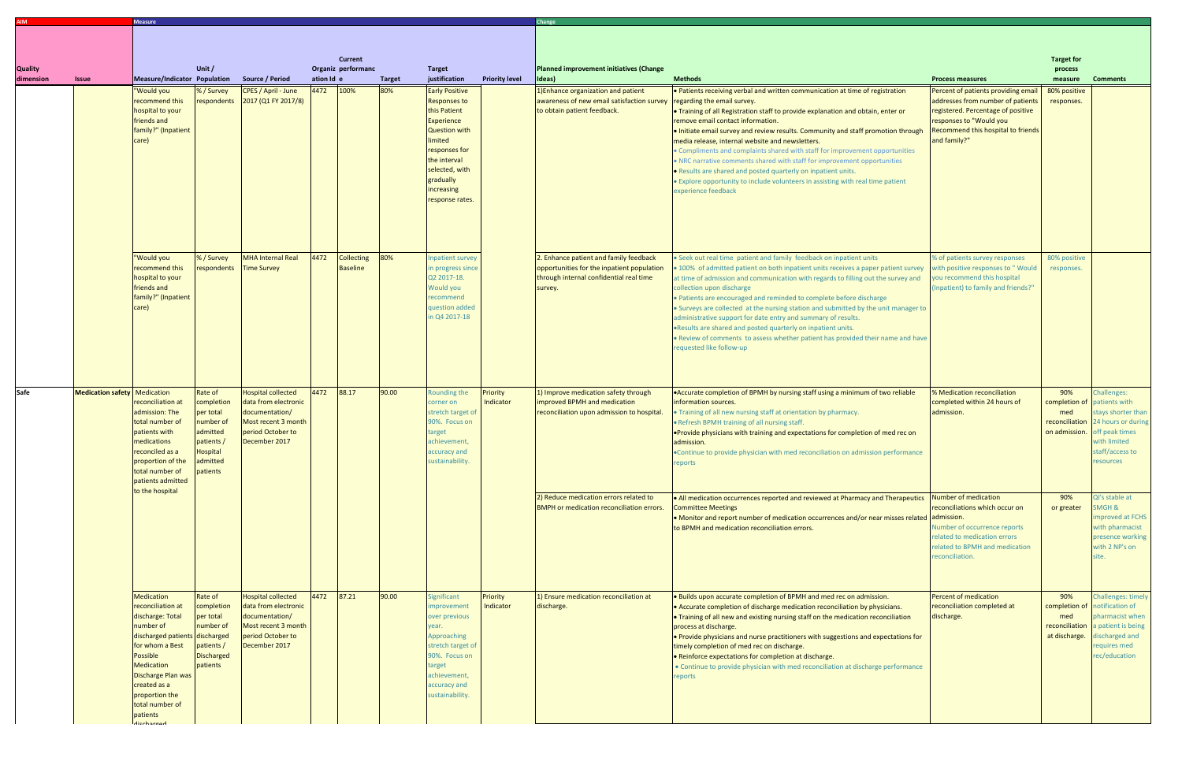| AIM | | Measure | | | | | | | | Change | | | | |
|---|---|---|---|---|---|---|---|---|---|---|---|---|---|---|
| Quality dimension | Issue | Measure/Indicator | Unit / Population | Source / Period | Organization Id | Current performance | Target | Target justification | Priority level | Planned improvement initiatives (Change Ideas) | Methods | Process measures | Target for process measure | Comments |
| | | "Would you recommend this hospital to your friends and family?" (Inpatient care) | % / Survey respondents | CPES / April - June 2017 (Q1 FY 2017/8) | 4472 | 100% | 80% | Early Positive Responses to this Patient Experience Question with limited responses for the interval selected, with gradually increasing response rates. | | 1)Enhance organization and patient awareness of new email satisfaction survey to obtain patient feedback. | • Patients receiving verbal and written communication at time of registration regarding the email survey.<br>• Training of all Registration staff to provide explanation and obtain, enter or remove email contact information.<br>• Initiate email survey and review results. Community and staff promotion through media release, internal website and newsletters.<br>• Compliments and complaints shared with staff for improvement opportunities<br>• NRC narrative comments shared with staff for improvement opportunities<br>• Results are shared and posted quarterly on inpatient units.<br>• Explore opportunity to include volunteers in assisting with real time patient experience feedback | Percent of patients providing email addresses from number of patients registered. Percentage of positive responses to "Would you Recommend this hospital to friends and family?" | 80% positive responses. | |
| | | "Would you recommend this hospital to your friends and family?" (Inpatient care) | % / Survey respondents | MHA Internal Real Time Survey | 4472 | Collecting Baseline | 80% | Inpatient survey in progress since Q2 2017-18. Would you recommend question added in Q4 2017-18 | | 2. Enhance patient and family feedback opportunities for the inpatient population through internal confidential real time survey. | • Seek out real time patient and family feedback on inpatient units<br>• 100% of admitted patient on both inpatient units receives a paper patient survey at time of admission and communication with regards to filling out the survey and collection upon discharge<br>• Patients are encouraged and reminded to complete before discharge<br>• Surveys are collected at the nursing station and submitted by the unit manager to administrative support for date entry and summary of results.<br>•Results are shared and posted quarterly on inpatient units.<br>• Review of comments to assess whether patient has provided their name and have requested like follow-up | % of patients survey responses with positive responses to " Would you recommend this hospital (Inpatient) to family and friends?" | 80% positive responses. | |
| Safe | Medication safety | Medication reconciliation at admission: The total number of patients with medications reconciled as a proportion of the total number of patients admitted to the hospital | Rate of completion per total number of admitted patients / Hospital admitted patients | Hospital collected data from electronic documentation/ Most recent 3 month period October to December 2017 | 4472 | 88.17 | 90.00 | Rounding the corner on stretch target of 90%. Focus on target achievement, accuracy and sustainability. | Priority Indicator | 1) Improve medication safety through improved BPMH and medication reconciliation upon admission to hospital. | •Accurate completion of BPMH by nursing staff using a minimum of two reliable information sources.<br>• Training of all new nursing staff at orientation by pharmacy.<br>• Refresh BPMH training of all nursing staff.<br>•Provide physicians with training and expectations for completion of med rec on admission.<br>•Continue to provide physician with med reconciliation on admission performance reports | % Medication reconciliation completed within 24 hours of admission. | 90% completion of med reconciliation on admission. | Challenges: patients with stays shorter than 24 hours or during off peak times with limited staff/access to resources |
| | | | | | | | | | | 2) Reduce medication errors related to BMPH or medication reconciliation errors. | • All medication occurrences reported and reviewed at Pharmacy and Therapeutics Committee Meetings<br>• Monitor and report number of medication occurrences and/or near misses related to BPMH and medication reconciliation errors. | Number of medication reconciliations which occur on admission.<br>Number of occurrence reports related to medication errors related to BPMH and medication reconciliation. | 90% or greater | QI's stable at SMGH & improved at FCHS with pharmacist presence working with 2 NP's on site. |
| | | Medication reconciliation at discharge: Total number of discharged patients for whom a Best Possible Medication Discharge Plan was created as a proportion the total number of patients discharged | Rate of completion per total number of discharged patients / Discharged patients | Hospital collected data from electronic documentation/ Most recent 3 month period October to December 2017 | 4472 | 87.21 | 90.00 | Significant improvement over previous year. Approaching stretch target of 90%. Focus on target achievement, accuracy and sustainability. | Priority Indicator | 1) Ensure medication reconciliation at discharge. | • Builds upon accurate completion of BPMH and med rec on admission.<br>• Accurate completion of discharge medication reconciliation by physicians.<br>• Training of all new and existing nursing staff on the medication reconciliation process at discharge.<br>• Provide physicians and nurse practitioners with suggestions and expectations for timely completion of med rec on discharge.<br>• Reinforce expectations for completion at discharge.<br>• Continue to provide physician with med reconciliation at discharge performance reports | Percent of medication reconciliation completed at discharge. | 90% completion of med reconciliation at discharge. | Challenges: timely notification of pharmacist when a patient is being discharged and requires med rec/education |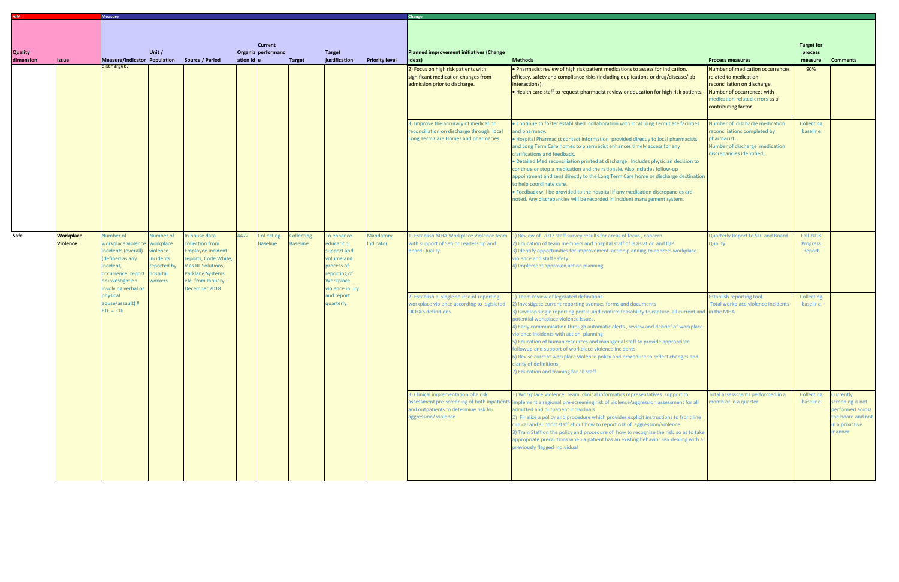| AIM | | Measure | | | | | | | | Change | | | | |
|---|---|---|---|---|---|---|---|---|---|---|---|---|---|---|
| Quality dimension | Issue | Measure/Indicator | Unit / Population | Source / Period | Organization Id | Current performance | Target | Target justification | Priority level | Planned improvement initiatives (Change Ideas) | Methods | Process measures | Target for process measure | Comments |
| | | discharged. | | | | | | | | 2) Focus on high risk patients with significant medication changes from admission prior to discharge. | • Pharmacist review of high risk patient medications to assess for indication, efficacy, safety and compliance risks (including duplications or drug/disease/lab interactions).<br>• Health care staff to request pharmacist review or education for high risk patients. | Number of medication occurrences related to medication reconciliation on discharge. Number of occurrences with medication-related errors as a contributing factor. | 90% | |
| | | | | | | | | | | 3) Improve the accuracy of medication reconciliation on discharge through local Long Term Care Homes and pharmacies. | • Continue to foster established collaboration with local Long Term Care facilities and pharmacy.<br>• Hospital Pharmacist contact information provided directly to local pharmacists and Long Term Care homes to pharmacist enhances timely access for any clarifications and feedback.<br>• Detailed Med reconciliation printed at discharge . Includes physician decision to continue or stop a medication and the rationale. Also includes follow-up appointment and sent directly to the Long Term Care home or discharge destination to help coordinate care.<br>• Feedback will be provided to the hospital if any medication discrepancies are noted. Any discrepancies will be recorded in incident management system. | Number of discharge medication reconciliations completed by pharmacist. Number of discharge medication discrepancies identified. | Collecting baseline | |
| Safe | Workplace Violence | Number of workplace violence incidents (overall) (defined as any incident, occurrence, report or investigation involving verbal or physical abuse/assault) # FTE = 316 | Number of workplace violence incidents reported by hospital workers | In house data collection from Employee incident reports, Code White, V as RL Solutions, Parklane Systems, etc. from January - December 2018 | 4472 | Collecting Baseline | Collecting Baseline | To enhance education, support and volume and process of reporting of Workplace violence injury and report quarterly | Mandatory Indicator | 1) Establish MHA Workplace Violence team with support of Senior Leadership and Board Quality | 1) Review of 2017 staff survey results for areas of focus , concern<br>2) Education of team members and hospital staff of legislation and QIP<br>3) Identify opportunities for improvement action planning to address workplace violence and staff safety<br>4) Implement approved action planning | Quarterly Report to SLC and Board Quality | Fall 2018 Progress Report | |
| | | | | | | | | | | 2) Establish a single source of reporting workplace violence according to legislated OCH&S definitions. | 1) Team review of legislated definitions<br>2) Investigate current reporting avenues,forms and documents<br>3) Develop single reporting portal and confirm feasability to capture all current and potential workplace violence issues.<br>4) Early communication through automatic alerts , review and debrief of workplace violence incidents with action planning<br>5) Education of human resources and managerial staff to provide appropriate followup and support of workplace violence incidents<br>6) Revise current workplace violence policy and procedure to reflect changes and clarity of definitions<br>7) Education and training for all staff | Establish reporting tool. Total workplace violence incidents in the MHA | Collecting baseline | |
| | | | | | | | | | | 3) Clinical implementation of a risk assessment pre-screening of both inpatients and outpatients to determine risk for aggression/ violence | 1) Workplace Violence Team clinical informatics representatives support to implement a regional pre-screening risk of violence/aggression assessment for all admitted and outpatient individuals<br>2) Finalize a policy and procedure which provides explicit instructions to front line clinical and support staff about how to report risk of aggression/violence<br>3) Train Staff on the policy and procedure of how to recognize the risk so as to take appropriate precautions when a patient has an existing behavior risk dealing with a previously flagged individual | Total assessments performed in a month or in a quarter | Collecting baseline | Currently screening is not performed across the board and not in a proactive manner |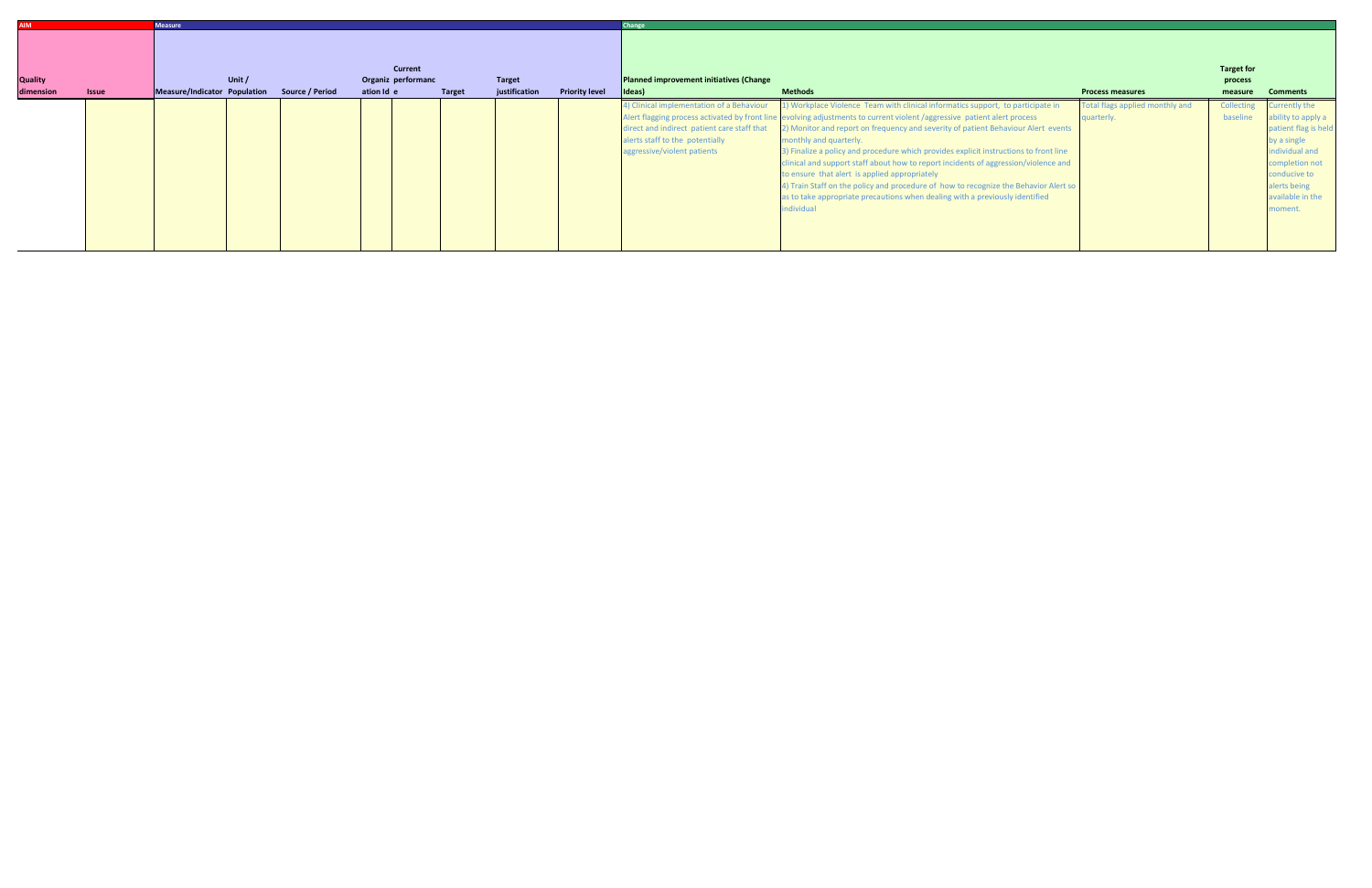| AIM | | Measure | | | | | | | | Change | | | | |
|---|---|---|---|---|---|---|---|---|---|---|---|---|---|---|
| Quality dimension | Issue | Measure/Indicator | Unit / Population | Source / Period | Organization Id | Current performance | Target | Target justification | Priority level | Planned improvement initiatives (Change Ideas) | Methods | Process measures | Target for process measure | Comments |
| | | | | | | | | | | 4) Clinical implementation of a Behaviour Alert flagging process activated by front line direct and indirect patient care staff that alerts staff to the potentially aggressive/violent patients | 1) Workplace Violence Team with clinical informatics support, to participate in evolving adjustments to current violent /aggressive patient alert process 2) Monitor and report on frequency and severity of patient Behaviour Alert events monthly and quarterly. 3) Finalize a policy and procedure which provides explicit instructions to front line clinical and support staff about how to report incidents of aggression/violence and to ensure that alert is applied appropriately 4) Train Staff on the policy and procedure of how to recognize the Behavior Alert so as to take appropriate precautions when dealing with a previously identified individual | Total flags applied monthly and quarterly. | Collecting baseline | Currently the ability to apply a patient flag is held by a single individual and completion not conducive to alerts being available in the moment. |